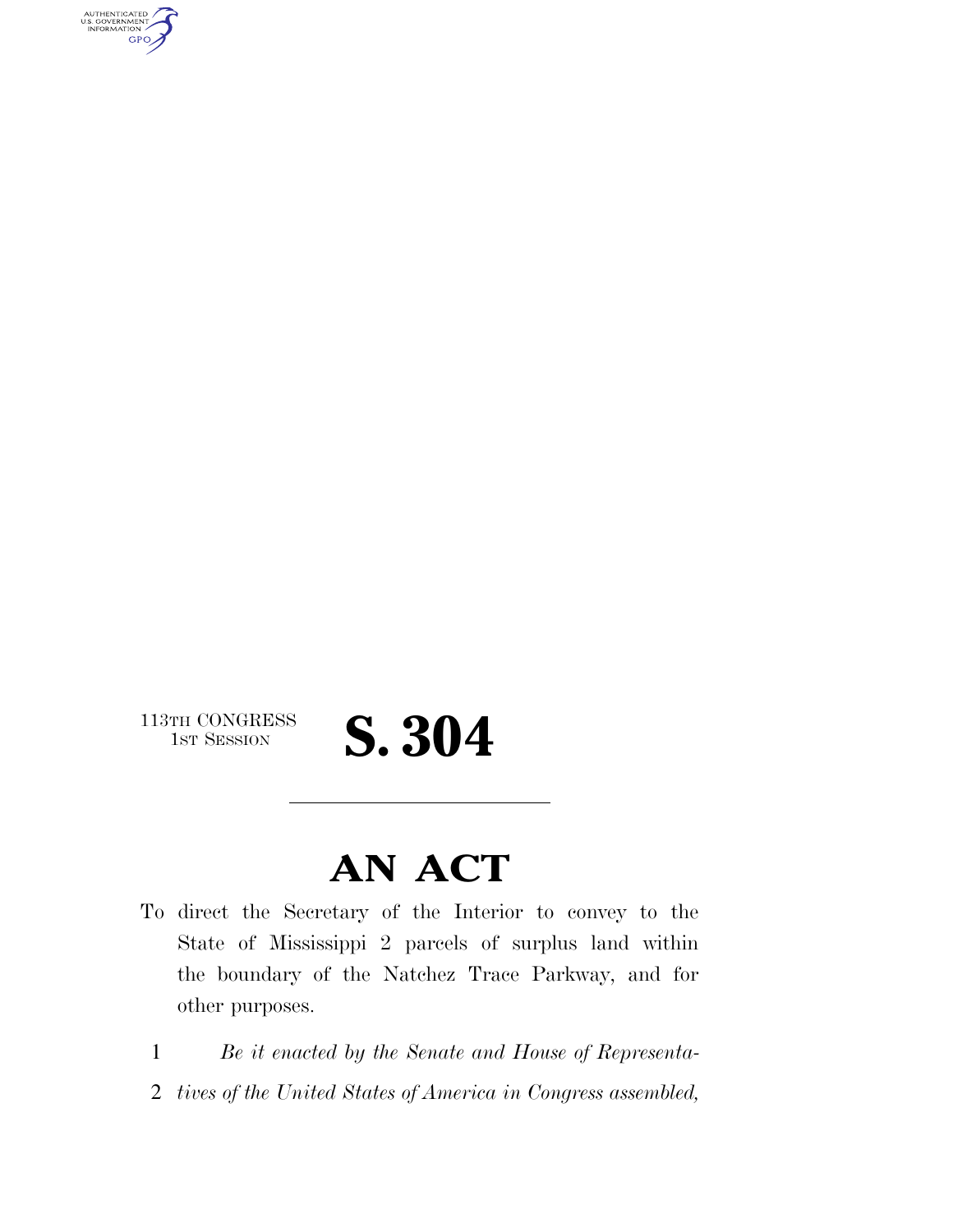113TH CONGRESS
1ST SESSION

# S. 304

---

# AN ACT

To direct the Secretary of the Interior to convey to the State of Mississippi 2 parcels of surplus land within the boundary of the Natchez Trace Parkway, and for other purposes.

1 *Be it enacted by the Senate and House of Representa-*
2 *tives of the United States of America in Congress assembled,*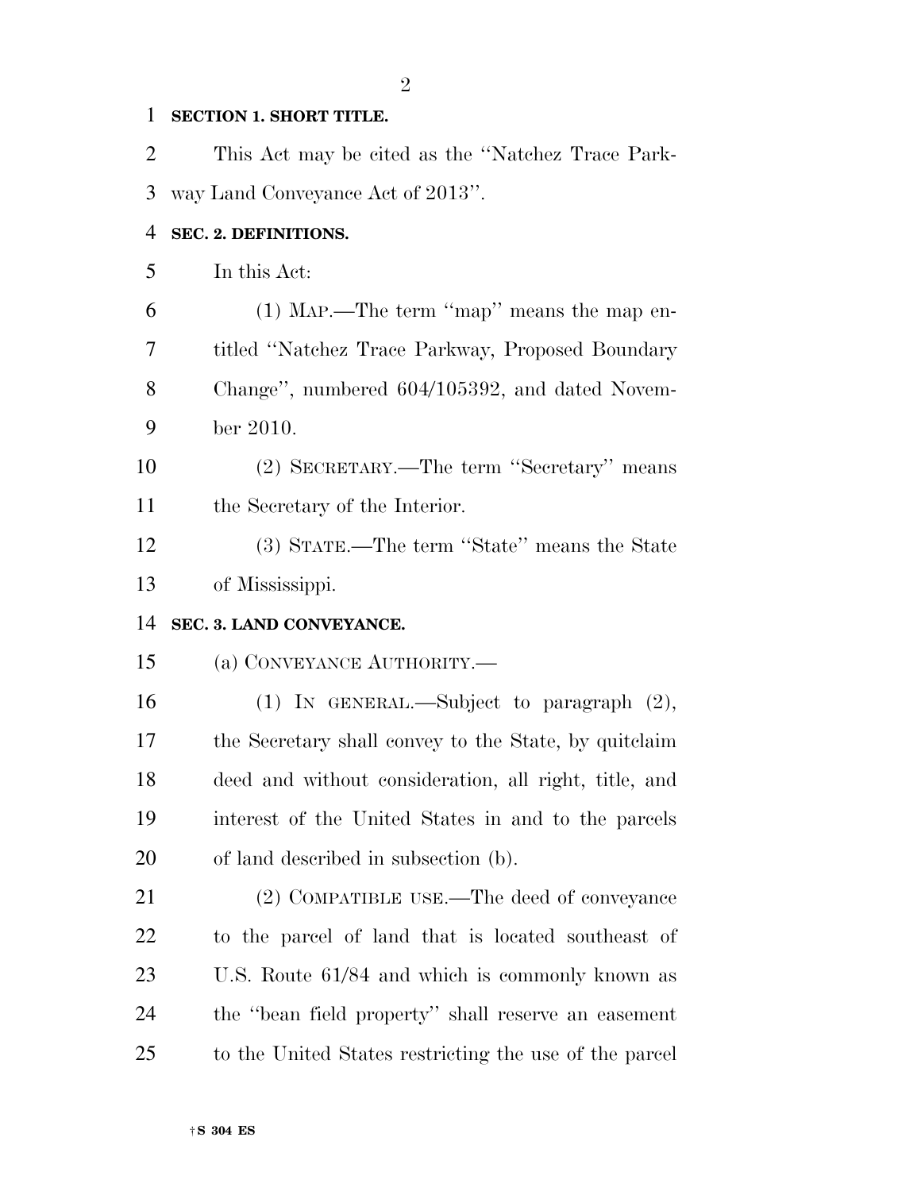**SECTION 1. SHORT TITLE.**

This Act may be cited as the ''Natchez Trace Parkway Land Conveyance Act of 2013''.

**SEC. 2. DEFINITIONS.**

In this Act:

(1) MAP.—The term ''map'' means the map entitled ''Natchez Trace Parkway, Proposed Boundary Change'', numbered 604/105392, and dated November 2010.

(2) SECRETARY.—The term ''Secretary'' means the Secretary of the Interior.

(3) STATE.—The term ''State'' means the State of Mississippi.

**SEC. 3. LAND CONVEYANCE.**

(a) CONVEYANCE AUTHORITY.—

(1) IN GENERAL.—Subject to paragraph (2), the Secretary shall convey to the State, by quitclaim deed and without consideration, all right, title, and interest of the United States in and to the parcels of land described in subsection (b).

(2) COMPATIBLE USE.—The deed of conveyance to the parcel of land that is located southeast of U.S. Route 61/84 and which is commonly known as the ''bean field property'' shall reserve an easement to the United States restricting the use of the parcel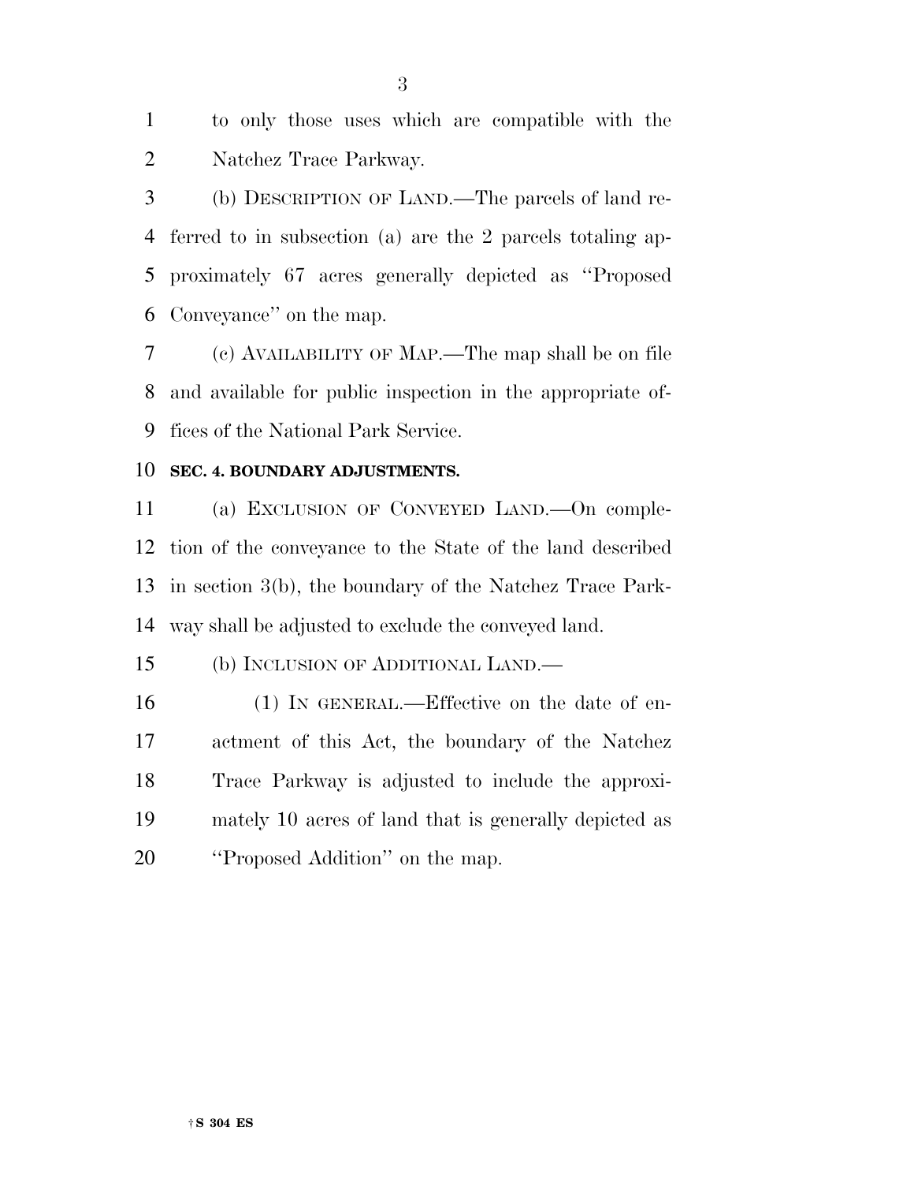to only those uses which are compatible with the Natchez Trace Parkway.

(b) DESCRIPTION OF LAND.—The parcels of land referred to in subsection (a) are the 2 parcels totaling approximately 67 acres generally depicted as ''Proposed Conveyance'' on the map.

(c) AVAILABILITY OF MAP.—The map shall be on file and available for public inspection in the appropriate offices of the National Park Service.

**SEC. 4. BOUNDARY ADJUSTMENTS.**

(a) EXCLUSION OF CONVEYED LAND.—On completion of the conveyance to the State of the land described in section 3(b), the boundary of the Natchez Trace Parkway shall be adjusted to exclude the conveyed land.

(b) INCLUSION OF ADDITIONAL LAND.—

(1) IN GENERAL.—Effective on the date of enactment of this Act, the boundary of the Natchez Trace Parkway is adjusted to include the approximately 10 acres of land that is generally depicted as ''Proposed Addition'' on the map.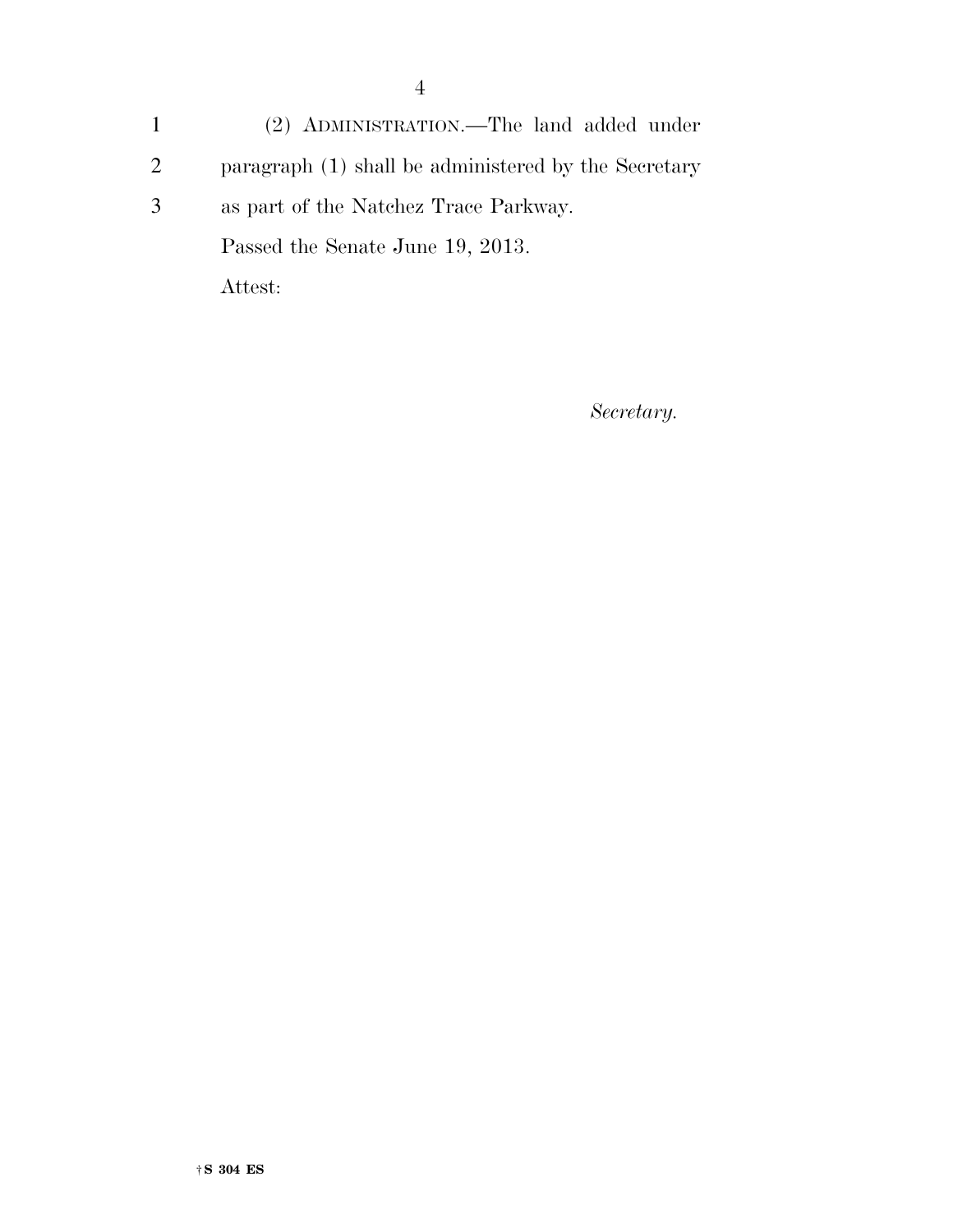(2) ADMINISTRATION.—The land added under paragraph (1) shall be administered by the Secretary as part of the Natchez Trace Parkway.

Passed the Senate June 19, 2013.

Attest:

*Secretary.*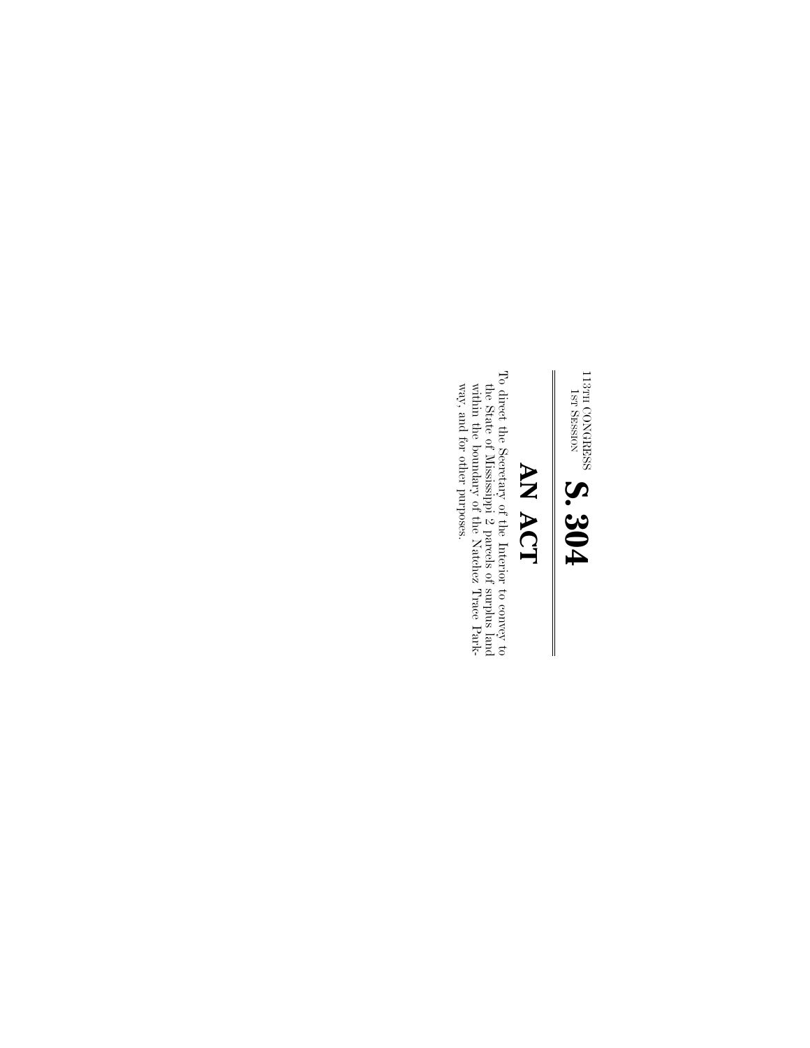113TH CONGRESS
1ST SESSION

# S. 304

---

# AN ACT

To direct the Secretary of the Interior to convey to the State of Mississippi 2 parcels of surplus land within the boundary of the Natchez Trace Parkway, and for other purposes.